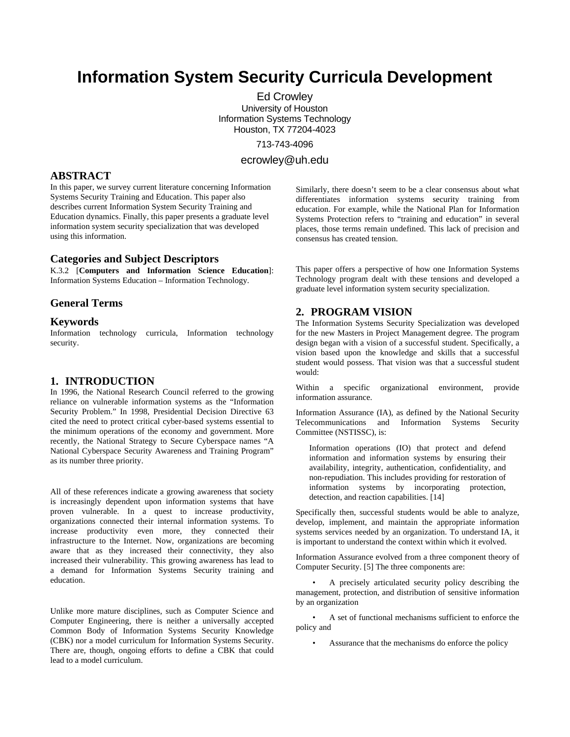# Information System Security Curricula Development

Ed Crowley
University of Houston
Information Systems Technology
Houston, TX 77204-4023

713-743-4096

ecrowley@uh.edu

## ABSTRACT

In this paper, we survey current literature concerning Information Systems Security Training and Education. This paper also describes current Information System Security Training and Education dynamics. Finally, this paper presents a graduate level information system security specialization that was developed using this information.

### Categories and Subject Descriptors

K.3.2 [**Computers and Information Science Education**]: Information Systems Education – Information Technology.

### General Terms

### Keywords

Information technology curricula, Information technology security.

## 1. INTRODUCTION

In 1996, the National Research Council referred to the growing reliance on vulnerable information systems as the "Information Security Problem." In 1998, Presidential Decision Directive 63 cited the need to protect critical cyber-based systems essential to the minimum operations of the economy and government. More recently, the National Strategy to Secure Cyberspace names "A National Cyberspace Security Awareness and Training Program" as its number three priority.

All of these references indicate a growing awareness that society is increasingly dependent upon information systems that have proven vulnerable. In a quest to increase productivity, organizations connected their internal information systems. To increase productivity even more, they connected their infrastructure to the Internet. Now, organizations are becoming aware that as they increased their connectivity, they also increased their vulnerability. This growing awareness has lead to a demand for Information Systems Security training and education.

Unlike more mature disciplines, such as Computer Science and Computer Engineering, there is neither a universally accepted Common Body of Information Systems Security Knowledge (CBK) nor a model curriculum for Information Systems Security. There are, though, ongoing efforts to define a CBK that could lead to a model curriculum.

Similarly, there doesn't seem to be a clear consensus about what differentiates information systems security training from education. For example, while the National Plan for Information Systems Protection refers to "training and education" in several places, those terms remain undefined. This lack of precision and consensus has created tension.

This paper offers a perspective of how one Information Systems Technology program dealt with these tensions and developed a graduate level information system security specialization.

## 2. PROGRAM VISION

The Information Systems Security Specialization was developed for the new Masters in Project Management degree. The program design began with a vision of a successful student. Specifically, a vision based upon the knowledge and skills that a successful student would possess. That vision was that a successful student would:

Within a specific organizational environment, provide information assurance.

Information Assurance (IA), as defined by the National Security Telecommunications and Information Systems Security Committee (NSTISSC), is:

> Information operations (IO) that protect and defend information and information systems by ensuring their availability, integrity, authentication, confidentiality, and non-repudiation. This includes providing for restoration of information systems by incorporating protection, detection, and reaction capabilities. [14]

Specifically then, successful students would be able to analyze, develop, implement, and maintain the appropriate information systems services needed by an organization. To understand IA, it is important to understand the context within which it evolved.

Information Assurance evolved from a three component theory of Computer Security. [5] The three components are:

- A precisely articulated security policy describing the management, protection, and distribution of sensitive information by an organization
- A set of functional mechanisms sufficient to enforce the policy and
- Assurance that the mechanisms do enforce the policy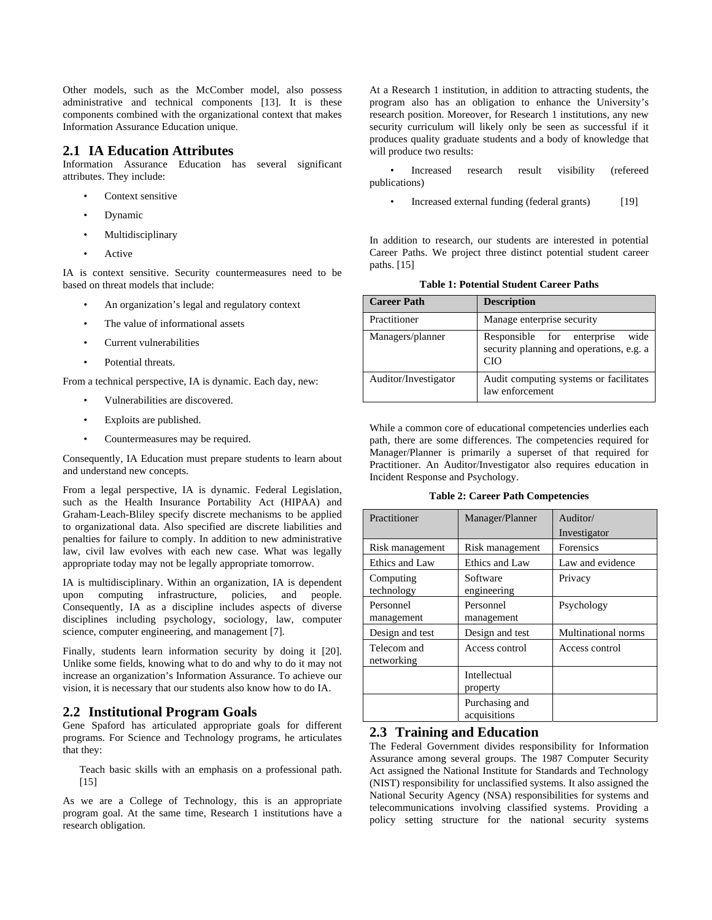Other models, such as the McComber model, also possess administrative and technical components [13]. It is these components combined with the organizational context that makes Information Assurance Education unique.

## 2.1 IA Education Attributes

Information Assurance Education has several significant attributes. They include:

- Context sensitive
- Dynamic
- Multidisciplinary
- Active

IA is context sensitive. Security countermeasures need to be based on threat models that include:

- An organization's legal and regulatory context
- The value of informational assets
- Current vulnerabilities
- Potential threats.

From a technical perspective, IA is dynamic. Each day, new:

- Vulnerabilities are discovered.
- Exploits are published.
- Countermeasures may be required.

Consequently, IA Education must prepare students to learn about and understand new concepts.

From a legal perspective, IA is dynamic. Federal Legislation, such as the Health Insurance Portability Act (HIPAA) and Graham-Leach-Bliley specify discrete mechanisms to be applied to organizational data. Also specified are discrete liabilities and penalties for failure to comply. In addition to new administrative law, civil law evolves with each new case. What was legally appropriate today may not be legally appropriate tomorrow.

IA is multidisciplinary. Within an organization, IA is dependent upon computing infrastructure, policies, and people. Consequently, IA as a discipline includes aspects of diverse disciplines including psychology, sociology, law, computer science, computer engineering, and management [7].

Finally, students learn information security by doing it [20]. Unlike some fields, knowing what to do and why to do it may not increase an organization's Information Assurance. To achieve our vision, it is necessary that our students also know how to do IA.

## 2.2 Institutional Program Goals

Gene Spaford has articulated appropriate goals for different programs. For Science and Technology programs, he articulates that they:

> Teach basic skills with an emphasis on a professional path. [15]

As we are a College of Technology, this is an appropriate program goal. At the same time, Research 1 institutions have a research obligation.

At a Research 1 institution, in addition to attracting students, the program also has an obligation to enhance the University's research position. Moreover, for Research 1 institutions, any new security curriculum will likely only be seen as successful if it produces quality graduate students and a body of knowledge that will produce two results:

- Increased research result visibility (refereed publications)
- Increased external funding (federal grants) [19]

In addition to research, our students are interested in potential Career Paths. We project three distinct potential student career paths. [15]

**Table 1: Potential Student Career Paths**

| Career Path | Description |
|---|---|
| Practitioner | Manage enterprise security |
| Managers/planner | Responsible for enterprise wide security planning and operations, e.g. a CIO |
| Auditor/Investigator | Audit computing systems or facilitates law enforcement |

While a common core of educational competencies underlies each path, there are some differences. The competencies required for Manager/Planner is primarily a superset of that required for Practitioner. An Auditor/Investigator also requires education in Incident Response and Psychology.

**Table 2: Career Path Competencies**

| Practitioner | Manager/Planner | Auditor/ Investigator |
|---|---|---|
| Risk management | Risk management | Forensics |
| Ethics and Law | Ethics and Law | Law and evidence |
| Computing technology | Software engineering | Privacy |
| Personnel management | Personnel management | Psychology |
| Design and test | Design and test | Multinational norms |
| Telecom and networking | Access control | Access control |
| | Intellectual property | |
| | Purchasing and acquisitions | |

## 2.3 Training and Education

The Federal Government divides responsibility for Information Assurance among several groups. The 1987 Computer Security Act assigned the National Institute for Standards and Technology (NIST) responsibility for unclassified systems. It also assigned the National Security Agency (NSA) responsibilities for systems and telecommunications involving classified systems. Providing a policy setting structure for the national security systems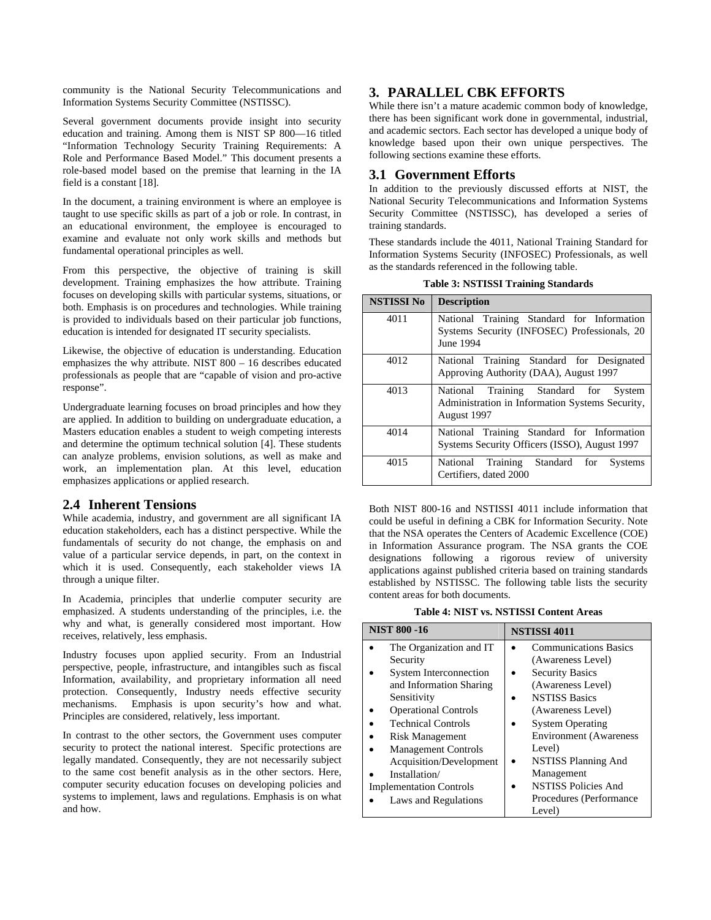community is the National Security Telecommunications and Information Systems Security Committee (NSTISSC).

Several government documents provide insight into security education and training. Among them is NIST SP 800—16 titled "Information Technology Security Training Requirements: A Role and Performance Based Model." This document presents a role-based model based on the premise that learning in the IA field is a constant [18].

In the document, a training environment is where an employee is taught to use specific skills as part of a job or role. In contrast, in an educational environment, the employee is encouraged to examine and evaluate not only work skills and methods but fundamental operational principles as well.

From this perspective, the objective of training is skill development. Training emphasizes the how attribute. Training focuses on developing skills with particular systems, situations, or both. Emphasis is on procedures and technologies. While training is provided to individuals based on their particular job functions, education is intended for designated IT security specialists.

Likewise, the objective of education is understanding. Education emphasizes the why attribute. NIST 800 – 16 describes educated professionals as people that are "capable of vision and pro-active response".

Undergraduate learning focuses on broad principles and how they are applied. In addition to building on undergraduate education, a Masters education enables a student to weigh competing interests and determine the optimum technical solution [4]. These students can analyze problems, envision solutions, as well as make and work, an implementation plan. At this level, education emphasizes applications or applied research.

## 2.4 Inherent Tensions

While academia, industry, and government are all significant IA education stakeholders, each has a distinct perspective. While the fundamentals of security do not change, the emphasis on and value of a particular service depends, in part, on the context in which it is used. Consequently, each stakeholder views IA through a unique filter.

In Academia, principles that underlie computer security are emphasized. A students understanding of the principles, i.e. the why and what, is generally considered most important. How receives, relatively, less emphasis.

Industry focuses upon applied security. From an Industrial perspective, people, infrastructure, and intangibles such as fiscal Information, availability, and proprietary information all need protection. Consequently, Industry needs effective security mechanisms. Emphasis is upon security's how and what. Principles are considered, relatively, less important.

In contrast to the other sectors, the Government uses computer security to protect the national interest. Specific protections are legally mandated. Consequently, they are not necessarily subject to the same cost benefit analysis as in the other sectors. Here, computer security education focuses on developing policies and systems to implement, laws and regulations. Emphasis is on what and how.

# 3. PARALLEL CBK EFFORTS

While there isn't a mature academic common body of knowledge, there has been significant work done in governmental, industrial, and academic sectors. Each sector has developed a unique body of knowledge based upon their own unique perspectives. The following sections examine these efforts.

## 3.1 Government Efforts

In addition to the previously discussed efforts at NIST, the National Security Telecommunications and Information Systems Security Committee (NSTISSC), has developed a series of training standards.

These standards include the 4011, National Training Standard for Information Systems Security (INFOSEC) Professionals, as well as the standards referenced in the following table.

**Table 3: NSTISSI Training Standards**

| NSTISSI No | Description |
|---|---|
| 4011 | National Training Standard for Information Systems Security (INFOSEC) Professionals, 20 June 1994 |
| 4012 | National Training Standard for Designated Approving Authority (DAA), August 1997 |
| 4013 | National Training Standard for System Administration in Information Systems Security, August 1997 |
| 4014 | National Training Standard for Information Systems Security Officers (ISSO), August 1997 |
| 4015 | National Training Standard for Systems Certifiers, dated 2000 |

Both NIST 800-16 and NSTISSI 4011 include information that could be useful in defining a CBK for Information Security. Note that the NSA operates the Centers of Academic Excellence (COE) in Information Assurance program. The NSA grants the COE designations following a rigorous review of university applications against published criteria based on training standards established by NSTISSC. The following table lists the security content areas for both documents.

**Table 4: NIST vs. NSTISSI Content Areas**

| NIST 800 -16 | NSTISSI 4011 |
|---|---|
| • The Organization and IT Security<br>• System Interconnection and Information Sharing Sensitivity<br>• Operational Controls<br>• Technical Controls<br>• Risk Management<br>• Management Controls Acquisition/Development<br>• Installation/ Implementation Controls<br>• Laws and Regulations | • Communications Basics (Awareness Level)<br>• Security Basics (Awareness Level)<br>• NSTISS Basics (Awareness Level)<br>• System Operating Environment (Awareness Level)<br>• NSTISS Planning And Management<br>• NSTISS Policies And Procedures (Performance Level) |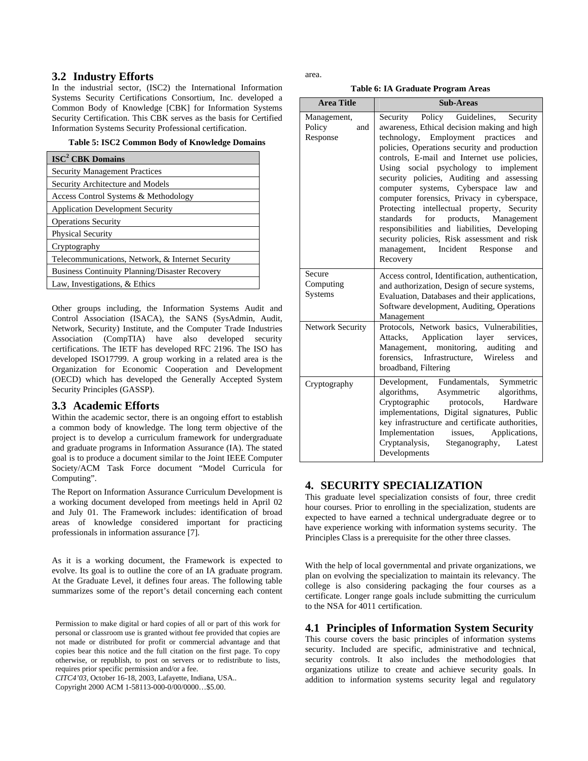## 3.2 Industry Efforts

In the industrial sector, (ISC2) the International Information Systems Security Certifications Consortium, Inc. developed a Common Body of Knowledge [CBK] for Information Systems Security Certification. This CBK serves as the basis for Certified Information Systems Security Professional certification.

**Table 5: ISC2 Common Body of Knowledge Domains**

| ISC[2] CBK Domains |
| --- |
| Security Management Practices |
| Security Architecture and Models |
| Access Control Systems & Methodology |
| Application Development Security |
| Operations Security |
| Physical Security |
| Cryptography |
| Telecommunications, Network, & Internet Security |
| Business Continuity Planning/Disaster Recovery |
| Law, Investigations, & Ethics |

Other groups including, the Information Systems Audit and Control Association (ISACA), the SANS (SysAdmin, Audit, Network, Security) Institute, and the Computer Trade Industries Association (CompTIA) have also developed security certifications. The IETF has developed RFC 2196. The ISO has developed ISO17799. A group working in a related area is the Organization for Economic Cooperation and Development (OECD) which has developed the Generally Accepted System Security Principles (GASSP).

## 3.3 Academic Efforts

Within the academic sector, there is an ongoing effort to establish a common body of knowledge. The long term objective of the project is to develop a curriculum framework for undergraduate and graduate programs in Information Assurance (IA). The stated goal is to produce a document similar to the Joint IEEE Computer Society/ACM Task Force document "Model Curricula for Computing".

The Report on Information Assurance Curriculum Development is a working document developed from meetings held in April 02 and July 01. The Framework includes: identification of broad areas of knowledge considered important for practicing professionals in information assurance [7].

As it is a working document, the Framework is expected to evolve. Its goal is to outline the core of an IA graduate program. At the Graduate Level, it defines four areas. The following table summarizes some of the report's detail concerning each content area.

**Table 6: IA Graduate Program Areas**

| Area Title | Sub-Areas |
| --- | --- |
| Management, Policy and Response | Security Policy Guidelines, Security awareness, Ethical decision making and high technology, Employment practices and policies, Operations security and production controls, E-mail and Internet use policies, Using social psychology to implement security policies, Auditing and assessing computer systems, Cyberspace law and computer forensics, Privacy in cyberspace, Protecting intellectual property, Security standards for products, Management responsibilities and liabilities, Developing security policies, Risk assessment and risk management, Incident Response and Recovery |
| Secure Computing Systems | Access control, Identification, authentication, and authorization, Design of secure systems, Evaluation, Databases and their applications, Software development, Auditing, Operations Management |
| Network Security | Protocols, Network basics, Vulnerabilities, Attacks, Application layer services, Management, monitoring, auditing and forensics, Infrastructure, Wireless and broadband, Filtering |
| Cryptography | Development, Fundamentals, Symmetric algorithms, Asymmetric algorithms, Cryptographic protocols, Hardware implementations, Digital signatures, Public key infrastructure and certificate authorities, Implementation issues, Applications, Cryptanalysis, Steganography, Latest Developments |

# 4. SECURITY SPECIALIZATION

This graduate level specialization consists of four, three credit hour courses. Prior to enrolling in the specialization, students are expected to have earned a technical undergraduate degree or to have experience working with information systems security. The Principles Class is a prerequisite for the other three classes.

With the help of local governmental and private organizations, we plan on evolving the specialization to maintain its relevancy. The college is also considering packaging the four courses as a certificate. Longer range goals include submitting the curriculum to the NSA for 4011 certification.

## 4.1 Principles of Information System Security

This course covers the basic principles of information systems security. Included are specific, administrative and technical, security controls. It also includes the methodologies that organizations utilize to create and achieve security goals. In addition to information systems security legal and regulatory

Permission to make digital or hard copies of all or part of this work for personal or classroom use is granted without fee provided that copies are not made or distributed for profit or commercial advantage and that copies bear this notice and the full citation on the first page. To copy otherwise, or republish, to post on servers or to redistribute to lists, requires prior specific permission and/or a fee.
*CITC4'03*, October 16-18, 2003, Lafayette, Indiana, USA..
Copyright 2000 ACM 1-58113-000-0/00/0000…$5.00.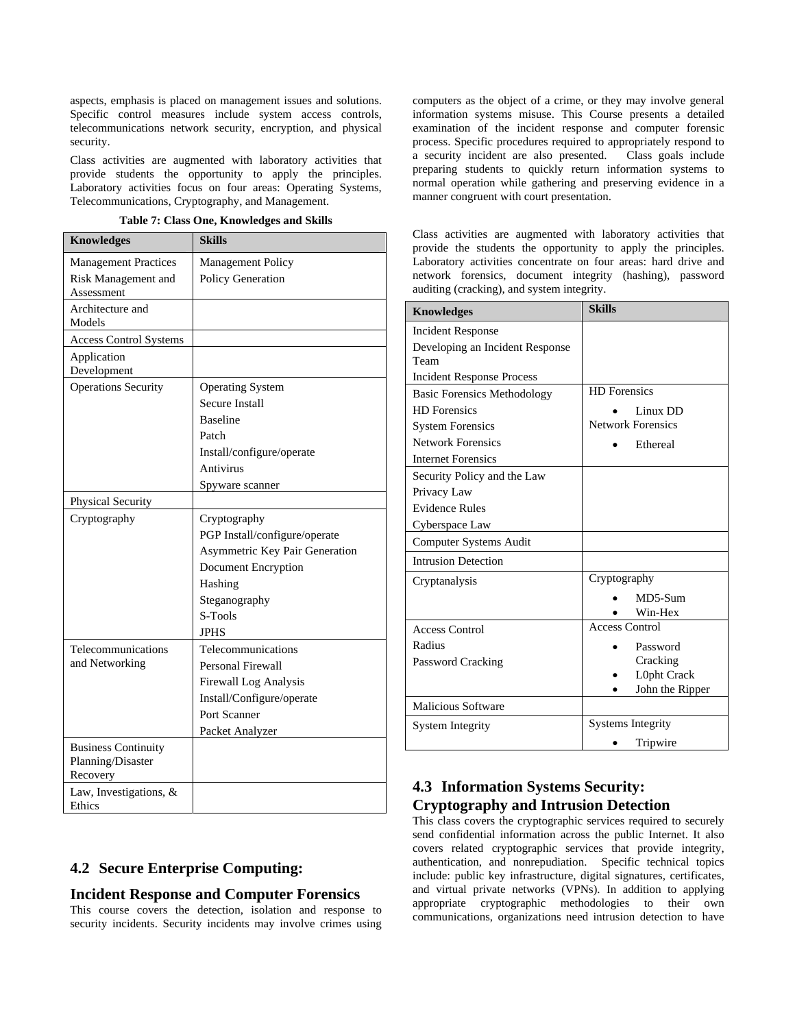aspects, emphasis is placed on management issues and solutions. Specific control measures include system access controls, telecommunications network security, encryption, and physical security.

Class activities are augmented with laboratory activities that provide students the opportunity to apply the principles. Laboratory activities focus on four areas: Operating Systems, Telecommunications, Cryptography, and Management.

**Table 7: Class One, Knowledges and Skills**

| Knowledges | Skills |
|---|---|
| Management Practices<br>Risk Management and Assessment | Management Policy<br>Policy Generation |
| Architecture and Models | |
| Access Control Systems | |
| Application Development | |
| Operations Security | Operating System<br>Secure Install<br>Baseline<br>Patch<br>Install/configure/operate<br>Antivirus<br>Spyware scanner |
| Physical Security | |
| Cryptography | Cryptography<br>PGP Install/configure/operate<br>Asymmetric Key Pair Generation<br>Document Encryption<br>Hashing<br>Steganography<br>S-Tools<br>JPHS |
| Telecommunications and Networking | Telecommunications<br>Personal Firewall<br>Firewall Log Analysis<br>Install/Configure/operate<br>Port Scanner<br>Packet Analyzer |
| Business Continuity Planning/Disaster Recovery | |
| Law, Investigations, & Ethics | |

## 4.2 Secure Enterprise Computing:

## Incident Response and Computer Forensics

This course covers the detection, isolation and response to security incidents. Security incidents may involve crimes using computers as the object of a crime, or they may involve general information systems misuse. This Course presents a detailed examination of the incident response and computer forensic process. Specific procedures required to appropriately respond to a security incident are also presented. Class goals include preparing students to quickly return information systems to normal operation while gathering and preserving evidence in a manner congruent with court presentation.

Class activities are augmented with laboratory activities that provide the students the opportunity to apply the principles. Laboratory activities concentrate on four areas: hard drive and network forensics, document integrity (hashing), password auditing (cracking), and system integrity.

| Knowledges | Skills |
|---|---|
| Incident Response<br>Developing an Incident Response Team<br>Incident Response Process | |
| Basic Forensics Methodology<br>HD Forensics<br>System Forensics<br>Network Forensics<br>Internet Forensics | HD Forensics<br>• Linux DD<br>Network Forensics<br>• Ethereal |
| Security Policy and the Law<br>Privacy Law<br>Evidence Rules<br>Cyberspace Law | |
| Computer Systems Audit | |
| Intrusion Detection | |
| Cryptanalysis | Cryptography<br>• MD5-Sum<br>• Win-Hex |
| Access Control<br>Radius<br>Password Cracking | Access Control<br>• Password Cracking<br>• L0pht Crack<br>• John the Ripper |
| Malicious Software | |
| System Integrity | Systems Integrity<br>• Tripwire |

## 4.3 Information Systems Security: Cryptography and Intrusion Detection

This class covers the cryptographic services required to securely send confidential information across the public Internet. It also covers related cryptographic services that provide integrity, authentication, and nonrepudiation. Specific technical topics include: public key infrastructure, digital signatures, certificates, and virtual private networks (VPNs). In addition to applying appropriate cryptographic methodologies to their own communications, organizations need intrusion detection to have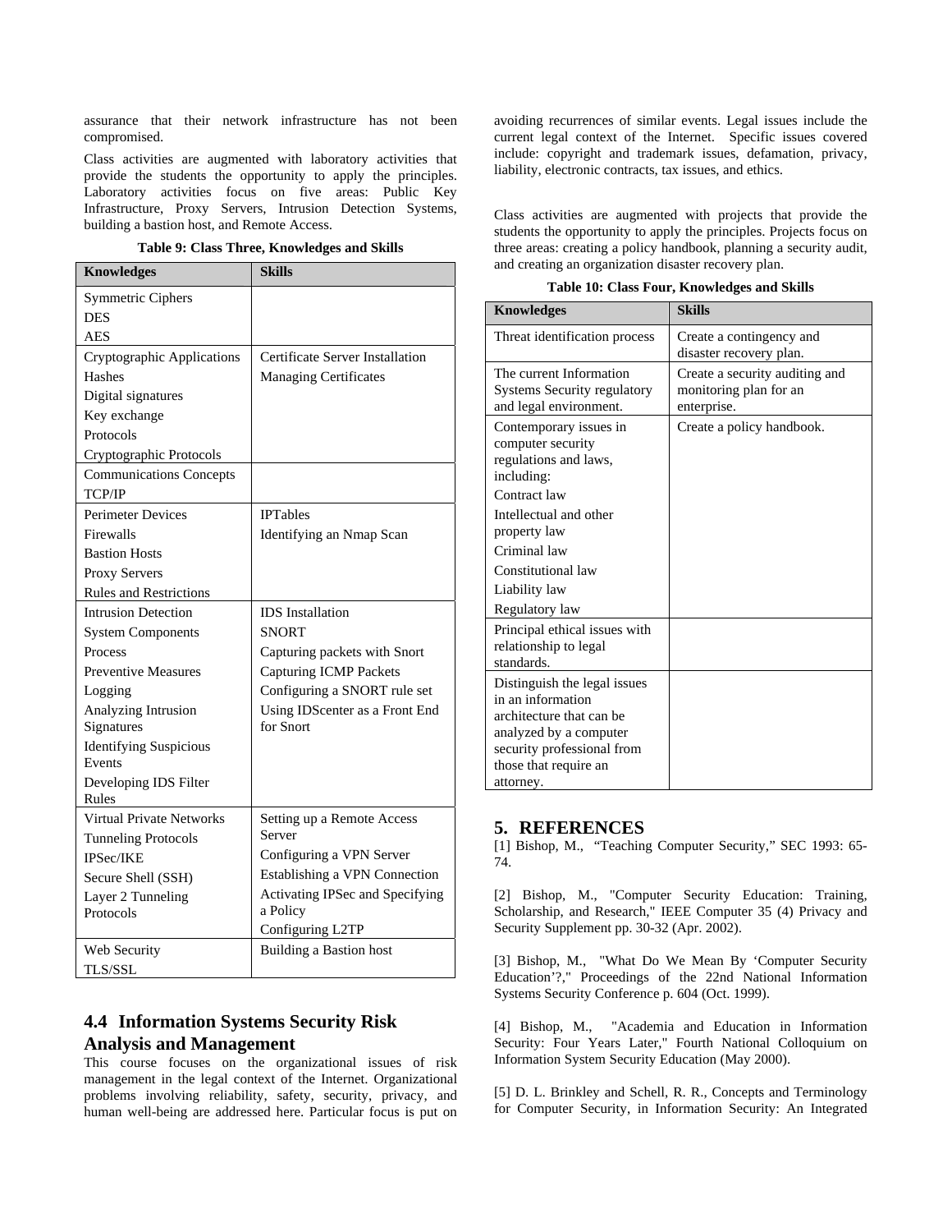assurance that their network infrastructure has not been compromised.

Class activities are augmented with laboratory activities that provide the students the opportunity to apply the principles. Laboratory activities focus on five areas: Public Key Infrastructure, Proxy Servers, Intrusion Detection Systems, building a bastion host, and Remote Access.

**Table 9: Class Three, Knowledges and Skills**

| Knowledges | Skills |
|---|---|
| Symmetric Ciphers<br>DES<br>AES | |
| Cryptographic Applications<br>Hashes<br>Digital signatures<br>Key exchange<br>Protocols<br>Cryptographic Protocols | Certificate Server Installation<br>Managing Certificates |
| Communications Concepts<br>TCP/IP | |
| Perimeter Devices<br>Firewalls<br>Bastion Hosts<br>Proxy Servers<br>Rules and Restrictions | IPTables<br>Identifying an Nmap Scan |
| Intrusion Detection<br>System Components<br>Process<br>Preventive Measures<br>Logging<br>Analyzing Intrusion Signatures<br>Identifying Suspicious Events<br>Developing IDS Filter Rules | IDS Installation<br>SNORT<br>Capturing packets with Snort<br>Capturing ICMP Packets<br>Configuring a SNORT rule set<br>Using IDScenter as a Front End for Snort |
| Virtual Private Networks<br>Tunneling Protocols<br>IPSec/IKE<br>Secure Shell (SSH)<br>Layer 2 Tunneling Protocols | Setting up a Remote Access Server<br>Configuring a VPN Server<br>Establishing a VPN Connection<br>Activating IPSec and Specifying a Policy<br>Configuring L2TP |
| Web Security<br>TLS/SSL | Building a Bastion host |

## 4.4 Information Systems Security Risk Analysis and Management

This course focuses on the organizational issues of risk management in the legal context of the Internet. Organizational problems involving reliability, safety, security, privacy, and human well-being are addressed here. Particular focus is put on avoiding recurrences of similar events. Legal issues include the current legal context of the Internet. Specific issues covered include: copyright and trademark issues, defamation, privacy, liability, electronic contracts, tax issues, and ethics.

Class activities are augmented with projects that provide the students the opportunity to apply the principles. Projects focus on three areas: creating a policy handbook, planning a security audit, and creating an organization disaster recovery plan.

**Table 10: Class Four, Knowledges and Skills**

| Knowledges | Skills |
|---|---|
| Threat identification process | Create a contingency and disaster recovery plan. |
| The current Information Systems Security regulatory and legal environment. | Create a security auditing and monitoring plan for an enterprise. |
| Contemporary issues in computer security regulations and laws, including:<br>Contract law<br>Intellectual and other property law<br>Criminal law<br>Constitutional law<br>Liability law<br>Regulatory law | Create a policy handbook. |
| Principal ethical issues with relationship to legal standards. | |
| Distinguish the legal issues in an information architecture that can be analyzed by a computer security professional from those that require an attorney. | |

# 5. REFERENCES

[1] Bishop, M., "Teaching Computer Security," SEC 1993: 65-74.

[2] Bishop, M., "Computer Security Education: Training, Scholarship, and Research," IEEE Computer 35 (4) Privacy and Security Supplement pp. 30-32 (Apr. 2002).

[3] Bishop, M., "What Do We Mean By 'Computer Security Education'?," Proceedings of the 22nd National Information Systems Security Conference p. 604 (Oct. 1999).

[4] Bishop, M., "Academia and Education in Information Security: Four Years Later," Fourth National Colloquium on Information System Security Education (May 2000).

[5] D. L. Brinkley and Schell, R. R., Concepts and Terminology for Computer Security, in Information Security: An Integrated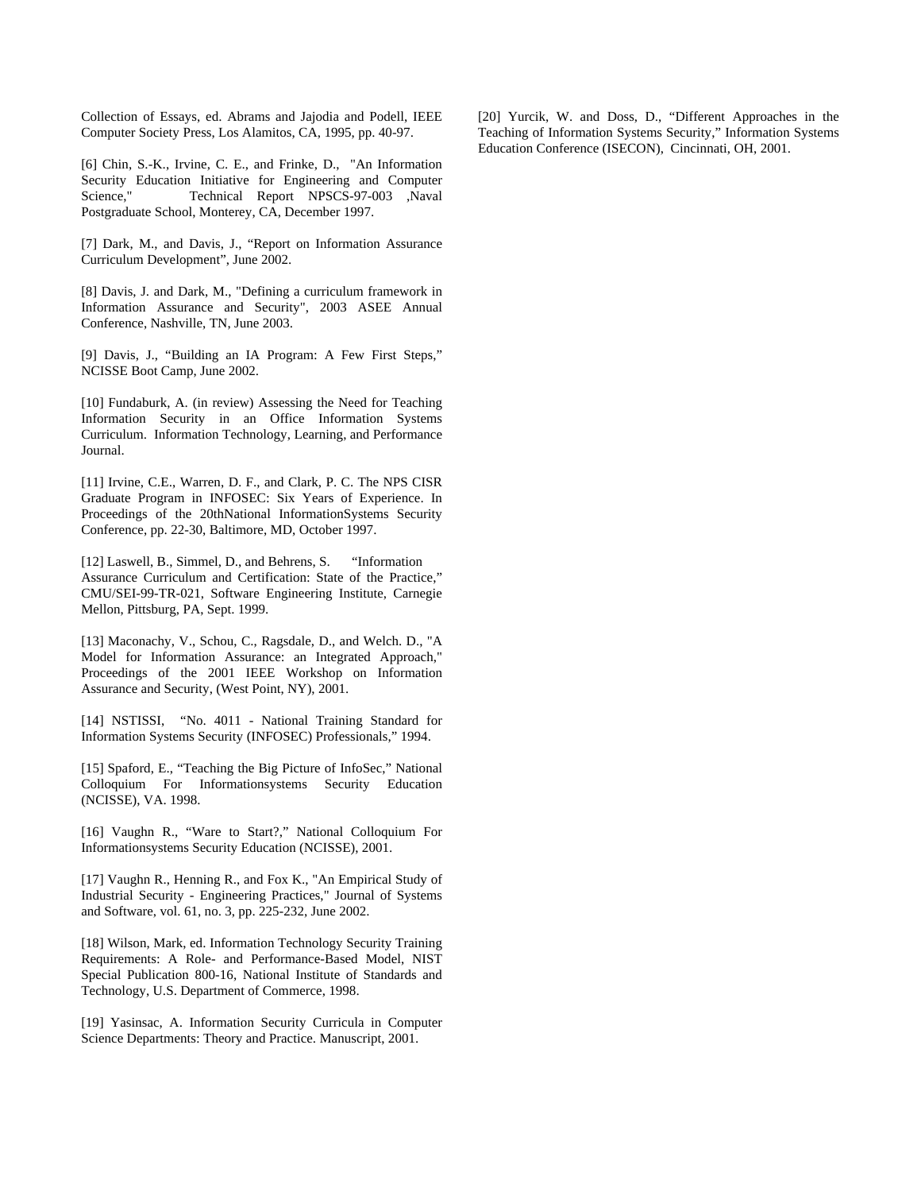Collection of Essays, ed. Abrams and Jajodia and Podell, IEEE Computer Society Press, Los Alamitos, CA, 1995, pp. 40-97.

[6] Chin, S.-K., Irvine, C. E., and Frinke, D., "An Information Security Education Initiative for Engineering and Computer Science," Technical Report NPSCS-97-003 ,Naval Postgraduate School, Monterey, CA, December 1997.

[7] Dark, M., and Davis, J., "Report on Information Assurance Curriculum Development", June 2002.

[8] Davis, J. and Dark, M., "Defining a curriculum framework in Information Assurance and Security", 2003 ASEE Annual Conference, Nashville, TN, June 2003.

[9] Davis, J., "Building an IA Program: A Few First Steps," NCISSE Boot Camp, June 2002.

[10] Fundaburk, A. (in review) Assessing the Need for Teaching Information Security in an Office Information Systems Curriculum. Information Technology, Learning, and Performance Journal.

[11] Irvine, C.E., Warren, D. F., and Clark, P. C. The NPS CISR Graduate Program in INFOSEC: Six Years of Experience. In Proceedings of the 20thNational InformationSystems Security Conference, pp. 22-30, Baltimore, MD, October 1997.

[12] Laswell, B., Simmel, D., and Behrens, S. "Information Assurance Curriculum and Certification: State of the Practice," CMU/SEI-99-TR-021, Software Engineering Institute, Carnegie Mellon, Pittsburg, PA, Sept. 1999.

[13] Maconachy, V., Schou, C., Ragsdale, D., and Welch. D., "A Model for Information Assurance: an Integrated Approach," Proceedings of the 2001 IEEE Workshop on Information Assurance and Security, (West Point, NY), 2001.

[14] NSTISSI, "No. 4011 - National Training Standard for Information Systems Security (INFOSEC) Professionals," 1994.

[15] Spaford, E., "Teaching the Big Picture of InfoSec," National Colloquium For Informationsystems Security Education (NCISSE), VA. 1998.

[16] Vaughn R., "Ware to Start?," National Colloquium For Informationsystems Security Education (NCISSE), 2001.

[17] Vaughn R., Henning R., and Fox K., "An Empirical Study of Industrial Security - Engineering Practices," Journal of Systems and Software, vol. 61, no. 3, pp. 225-232, June 2002.

[18] Wilson, Mark, ed. Information Technology Security Training Requirements: A Role- and Performance-Based Model, NIST Special Publication 800-16, National Institute of Standards and Technology, U.S. Department of Commerce, 1998.

[19] Yasinsac, A. Information Security Curricula in Computer Science Departments: Theory and Practice. Manuscript, 2001.

[20] Yurcik, W. and Doss, D., "Different Approaches in the Teaching of Information Systems Security," Information Systems Education Conference (ISECON), Cincinnati, OH, 2001.